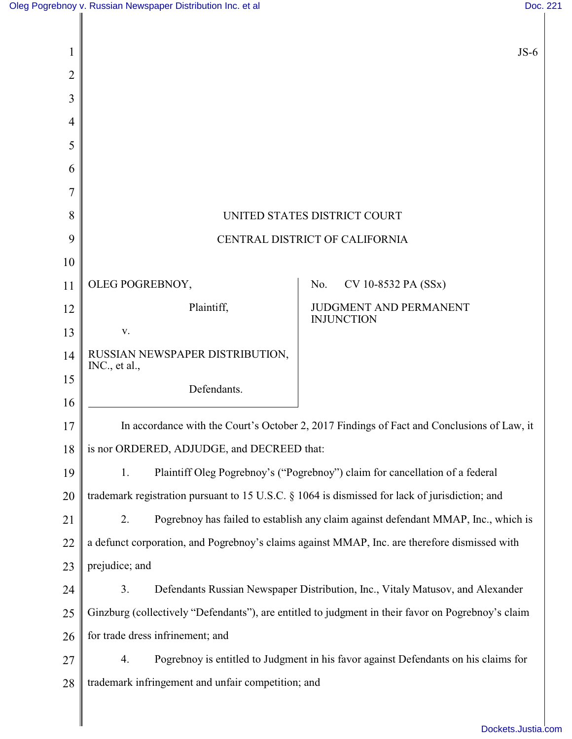JS-6

UNITED STATES DISTRICT COURT

CENTRAL DISTRICT OF CALIFORNIA

| | |
|---|---|
| OLEG POGREBNOY,<br><br>Plaintiff,<br><br>v.<br><br>RUSSIAN NEWSPAPER DISTRIBUTION, INC., et al.,<br><br>Defendants. | No. CV 10-8532 PA (SSx)<br><br>JUDGMENT AND PERMANENT INJUNCTION |

In accordance with the Court's October 2, 2017 Findings of Fact and Conclusions of Law, it is nor ORDERED, ADJUDGE, and DECREED that:

1. Plaintiff Oleg Pogrebnoy's ("Pogrebnoy") claim for cancellation of a federal trademark registration pursuant to 15 U.S.C. § 1064 is dismissed for lack of jurisdiction; and

2. Pogrebnoy has failed to establish any claim against defendant MMAP, Inc., which is a defunct corporation, and Pogrebnoy's claims against MMAP, Inc. are therefore dismissed with prejudice; and

3. Defendants Russian Newspaper Distribution, Inc., Vitaly Matusov, and Alexander Ginzburg (collectively "Defendants"), are entitled to judgment in their favor on Pogrebnoy's claim for trade dress infrinement; and

4. Pogrebnoy is entitled to Judgment in his favor against Defendants on his claims for trademark infringement and unfair competition; and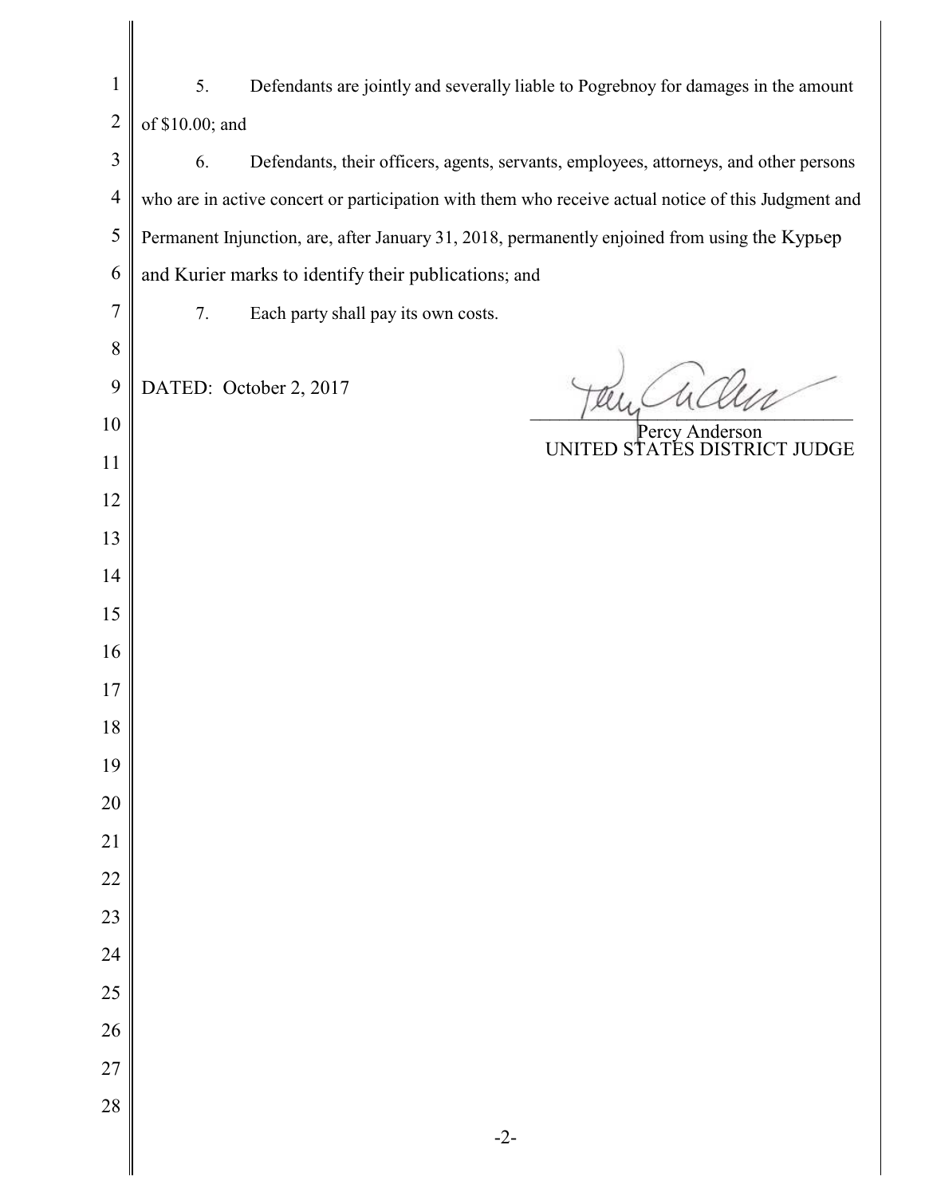5. Defendants are jointly and severally liable to Pogrebnoy for damages in the amount of $10.00; and

6. Defendants, their officers, agents, servants, employees, attorneys, and other persons who are in active concert or participation with them who receive actual notice of this Judgment and Permanent Injunction, are, after January 31, 2018, permanently enjoined from using the Курьер and Kurier marks to identify their publications; and

7. Each party shall pay its own costs.

DATED: October 2, 2017

Percy Anderson
UNITED STATES DISTRICT JUDGE